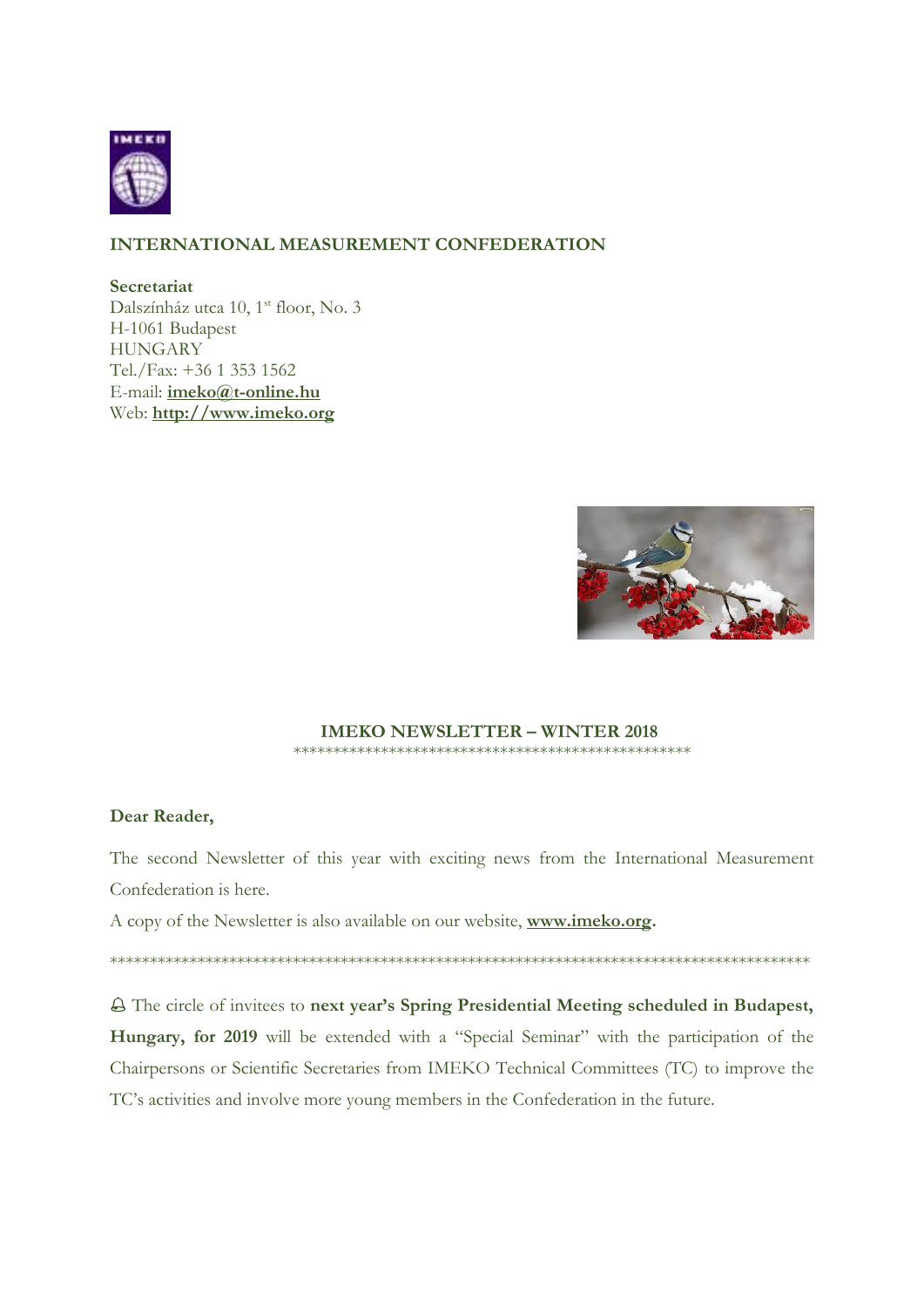**INTERNATIONAL MEASUREMENT CONFEDERATION**

**Secretariat**
Dalszínház utca 10, 1st floor, No. 3
H-1061 Budapest
HUNGARY
Tel./Fax: +36 1 353 1562
E-mail: **imeko@t-online.hu**
Web: **http://www.imeko.org**

## IMEKO NEWSLETTER – WINTER 2018

**************************************************

**Dear Reader,**

The second Newsletter of this year with exciting news from the International Measurement Confederation is here.

A copy of the Newsletter is also available on our website, **www.imeko.org**.

******************************************************************************************

🔔 The circle of invitees to **next year's Spring Presidential Meeting scheduled in Budapest, Hungary, for 2019** will be extended with a "Special Seminar" with the participation of the Chairpersons or Scientific Secretaries from IMEKO Technical Committees (TC) to improve the TC's activities and involve more young members in the Confederation in the future.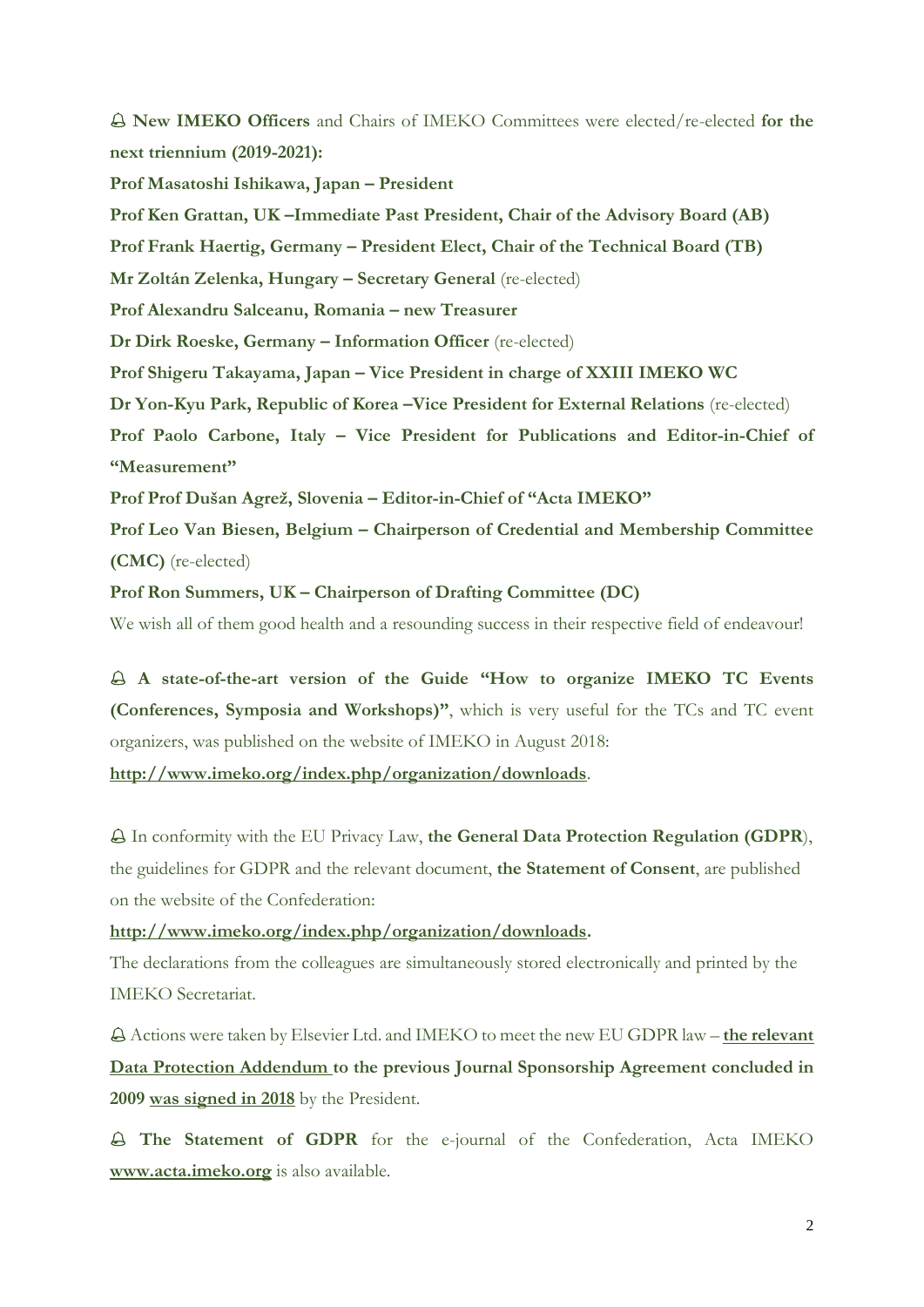🔔 **New IMEKO Officers** and Chairs of IMEKO Committees were elected/re-elected **for the next triennium (2019-2021):**

**Prof Masatoshi Ishikawa, Japan – President**

**Prof Ken Grattan, UK –Immediate Past President, Chair of the Advisory Board (AB)**

**Prof Frank Haertig, Germany – President Elect, Chair of the Technical Board (TB)**

**Mr Zoltán Zelenka, Hungary – Secretary General** (re-elected)

**Prof Alexandru Salceanu, Romania – new Treasurer**

**Dr Dirk Roeske, Germany – Information Officer** (re-elected)

**Prof Shigeru Takayama, Japan – Vice President in charge of XXIII IMEKO WC**

**Dr Yon-Kyu Park, Republic of Korea –Vice President for External Relations** (re-elected)

**Prof Paolo Carbone, Italy – Vice President for Publications and Editor-in-Chief of "Measurement"**

**Prof Prof Dušan Agrež, Slovenia – Editor-in-Chief of "Acta IMEKO"**

**Prof Leo Van Biesen, Belgium – Chairperson of Credential and Membership Committee (CMC)** (re-elected)

**Prof Ron Summers, UK – Chairperson of Drafting Committee (DC)**

We wish all of them good health and a resounding success in their respective field of endeavour!

🔔 **A state-of-the-art version of the Guide "How to organize IMEKO TC Events (Conferences, Symposia and Workshops)"**, which is very useful for the TCs and TC event organizers, was published on the website of IMEKO in August 2018:

**http://www.imeko.org/index.php/organization/downloads**.

🔔 In conformity with the EU Privacy Law, **the General Data Protection Regulation (GDPR**), the guidelines for GDPR and the relevant document, **the Statement of Consent**, are published on the website of the Confederation:

**http://www.imeko.org/index.php/organization/downloads.**

The declarations from the colleagues are simultaneously stored electronically and printed by the IMEKO Secretariat.

🔔 Actions were taken by Elsevier Ltd. and IMEKO to meet the new EU GDPR law – **the relevant Data Protection Addendum to the previous Journal Sponsorship Agreement concluded in 2009 was signed in 2018** by the President.

🔔 **The Statement of GDPR** for the e-journal of the Confederation, Acta IMEKO **www.acta.imeko.org** is also available.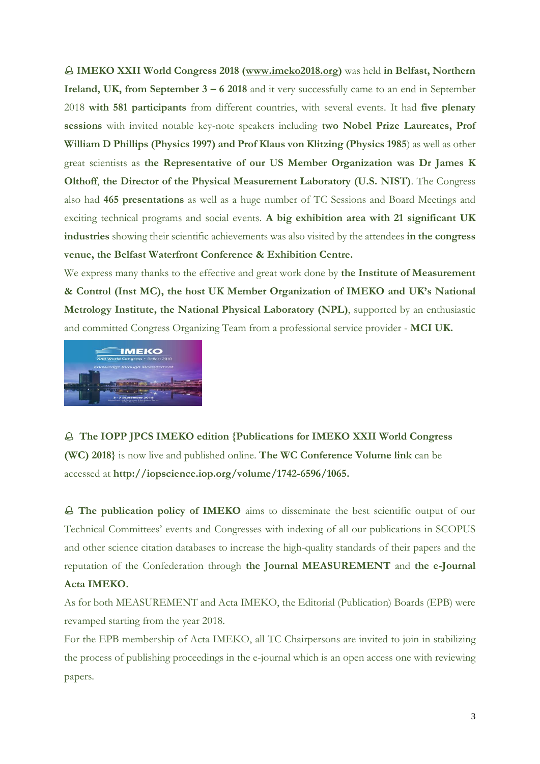🔔 **IMEKO XXII World Congress 2018 (www.imeko2018.org)** was held **in Belfast, Northern Ireland, UK, from September 3 – 6 2018** and it very successfully came to an end in September 2018 **with 581 participants** from different countries, with several events. It had **five plenary sessions** with invited notable key-note speakers including **two Nobel Prize Laureates, Prof William D Phillips (Physics 1997) and Prof Klaus von Klitzing (Physics 1985**) as well as other great scientists as **the Representative of our US Member Organization was Dr James K Olthoff**, **the Director of the Physical Measurement Laboratory (U.S. NIST)**. The Congress also had **465 presentations** as well as a huge number of TC Sessions and Board Meetings and exciting technical programs and social events. **A big exhibition area with 21 significant UK industries** showing their scientific achievements was also visited by the attendees **in the congress venue, the Belfast Waterfront Conference & Exhibition Centre.**

We express many thanks to the effective and great work done by **the Institute of Measurement & Control (Inst MC), the host UK Member Organization of IMEKO and UK's National Metrology Institute, the National Physical Laboratory (NPL)**, supported by an enthusiastic and committed Congress Organizing Team from a professional service provider - **MCI UK.**

🔔 **The IOPP JPCS IMEKO edition {Publications for IMEKO XXII World Congress (WC) 2018}** is now live and published online. **The WC Conference Volume link** can be accessed at **http://iopscience.iop.org/volume/1742-6596/1065.**

🔔 **The publication policy of IMEKO** aims to disseminate the best scientific output of our Technical Committees' events and Congresses with indexing of all our publications in SCOPUS and other science citation databases to increase the high-quality standards of their papers and the reputation of the Confederation through **the Journal MEASUREMENT** and **the e-Journal Acta IMEKO.**

As for both MEASUREMENT and Acta IMEKO, the Editorial (Publication) Boards (EPB) were revamped starting from the year 2018.

For the EPB membership of Acta IMEKO, all TC Chairpersons are invited to join in stabilizing the process of publishing proceedings in the e-journal which is an open access one with reviewing papers.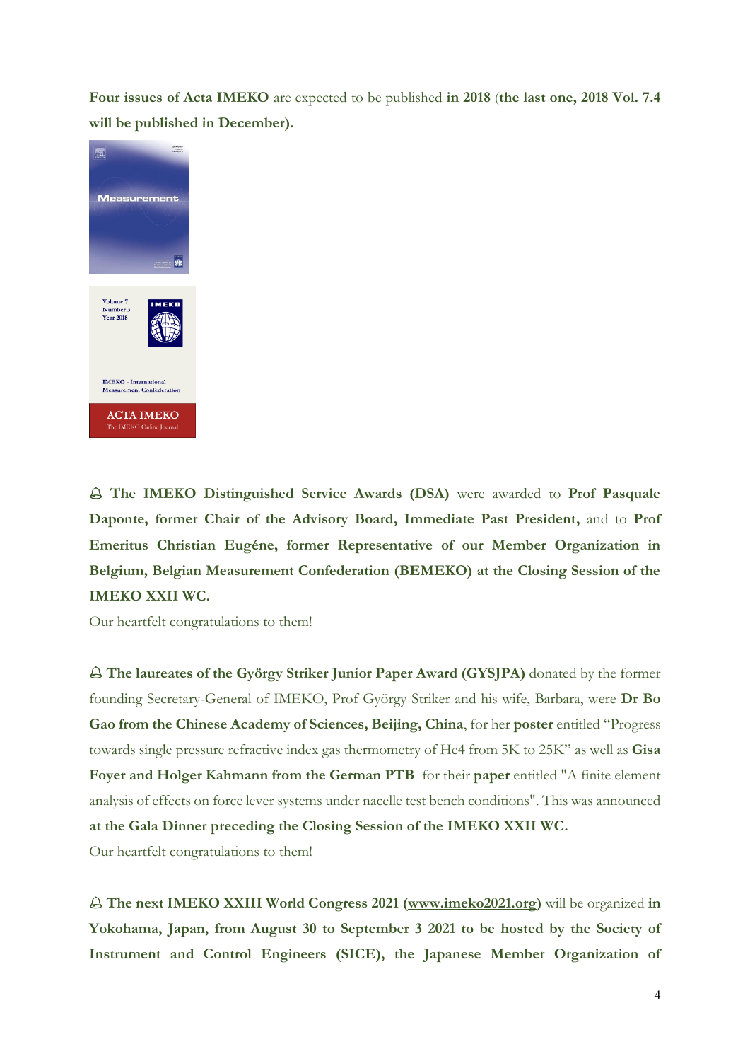**Four issues of Acta IMEKO** are expected to be published **in 2018** (**the last one, 2018 Vol. 7.4 will be published in December).**

🔔 **The IMEKO Distinguished Service Awards (DSA)** were awarded to **Prof Pasquale Daponte, former Chair of the Advisory Board, Immediate Past President,** and to **Prof Emeritus Christian Eugéne, former Representative of our Member Organization in Belgium, Belgian Measurement Confederation (BEMEKO) at the Closing Session of the IMEKO XXII WC.**

Our heartfelt congratulations to them!

🔔 **The laureates of the György Striker Junior Paper Award (GYSJPA)** donated by the former founding Secretary-General of IMEKO, Prof György Striker and his wife, Barbara, were **Dr Bo Gao from the Chinese Academy of Sciences, Beijing, China**, for her **poster** entitled "Progress towards single pressure refractive index gas thermometry of He4 from 5K to 25K" as well as **Gisa Foyer and Holger Kahmann from the German PTB** for their **paper** entitled "A finite element analysis of effects on force lever systems under nacelle test bench conditions". This was announced **at the Gala Dinner preceding the Closing Session of the IMEKO XXII WC.**

Our heartfelt congratulations to them!

🔔 **The next IMEKO XXIII World Congress 2021 (www.imeko2021.org)** will be organized **in Yokohama, Japan, from August 30 to September 3 2021 to be hosted by the Society of Instrument and Control Engineers (SICE), the Japanese Member Organization of**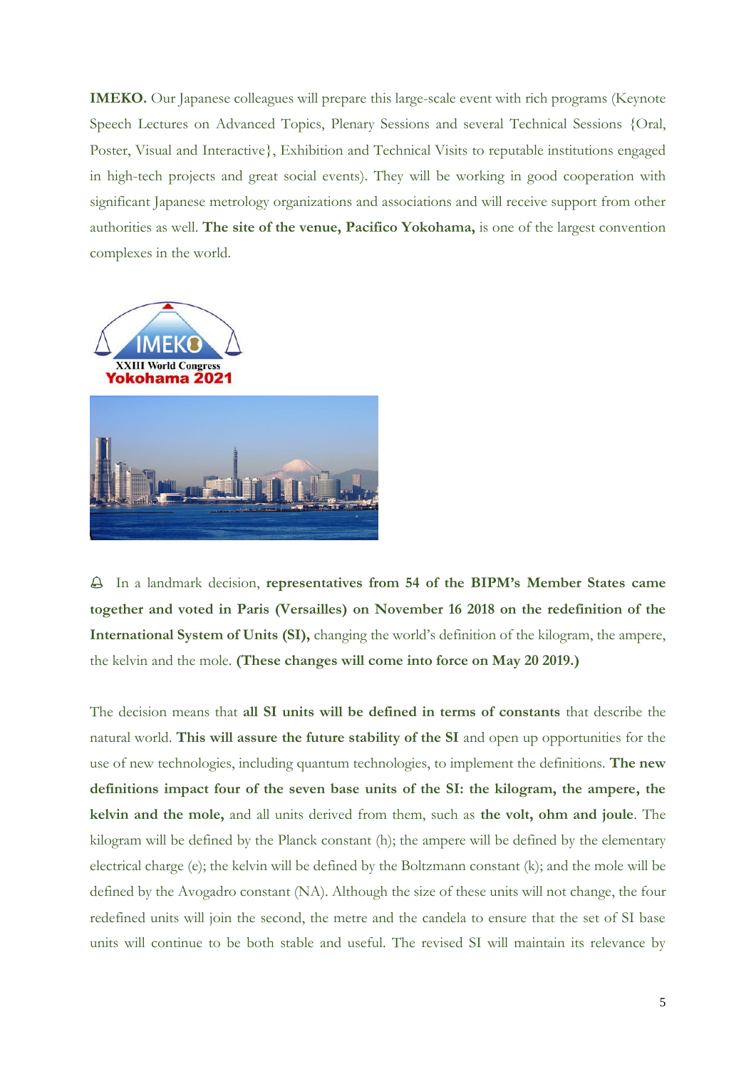**IMEKO.** Our Japanese colleagues will prepare this large-scale event with rich programs (Keynote Speech Lectures on Advanced Topics, Plenary Sessions and several Technical Sessions {Oral, Poster, Visual and Interactive}, Exhibition and Technical Visits to reputable institutions engaged in high-tech projects and great social events). They will be working in good cooperation with significant Japanese metrology organizations and associations and will receive support from other authorities as well. **The site of the venue, Pacifico Yokohama,** is one of the largest convention complexes in the world.

In a landmark decision, **representatives from 54 of the BIPM's Member States came together and voted in Paris (Versailles) on November 16 2018 on the redefinition of the International System of Units (SI),** changing the world's definition of the kilogram, the ampere, the kelvin and the mole. **(These changes will come into force on May 20 2019.)**

The decision means that **all SI units will be defined in terms of constants** that describe the natural world. **This will assure the future stability of the SI** and open up opportunities for the use of new technologies, including quantum technologies, to implement the definitions. **The new definitions impact four of the seven base units of the SI: the kilogram, the ampere, the kelvin and the mole,** and all units derived from them, such as **the volt, ohm and joule**. The kilogram will be defined by the Planck constant (h); the ampere will be defined by the elementary electrical charge (e); the kelvin will be defined by the Boltzmann constant (k); and the mole will be defined by the Avogadro constant (NA). Although the size of these units will not change, the four redefined units will join the second, the metre and the candela to ensure that the set of SI base units will continue to be both stable and useful. The revised SI will maintain its relevance by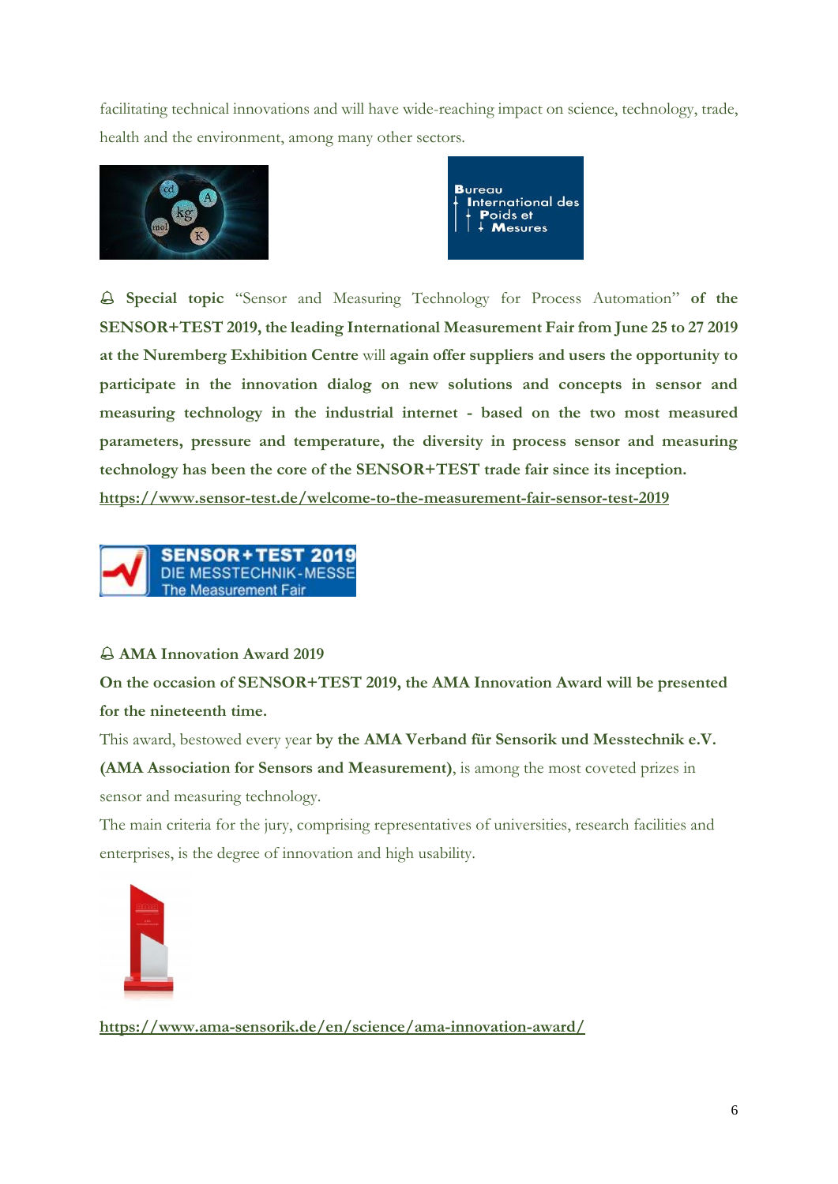facilitating technical innovations and will have wide-reaching impact on science, technology, trade, health and the environment, among many other sectors.

🔔 **Special topic** "Sensor and Measuring Technology for Process Automation" **of the SENSOR+TEST 2019, the leading International Measurement Fair from June 25 to 27 2019 at the Nuremberg Exhibition Centre** will **again offer suppliers and users the opportunity to participate in the innovation dialog on new solutions and concepts in sensor and measuring technology in the industrial internet - based on the two most measured parameters, pressure and temperature, the diversity in process sensor and measuring technology has been the core of the SENSOR+TEST trade fair since its inception.**
**https://www.sensor-test.de/welcome-to-the-measurement-fair-sensor-test-2019**

🔔 **AMA Innovation Award 2019**

**On the occasion of SENSOR+TEST 2019, the AMA Innovation Award will be presented for the nineteenth time.**

This award, bestowed every year **by the AMA Verband für Sensorik und Messtechnik e.V. (AMA Association for Sensors and Measurement)**, is among the most coveted prizes in sensor and measuring technology.

The main criteria for the jury, comprising representatives of universities, research facilities and enterprises, is the degree of innovation and high usability.

**https://www.ama-sensorik.de/en/science/ama-innovation-award/**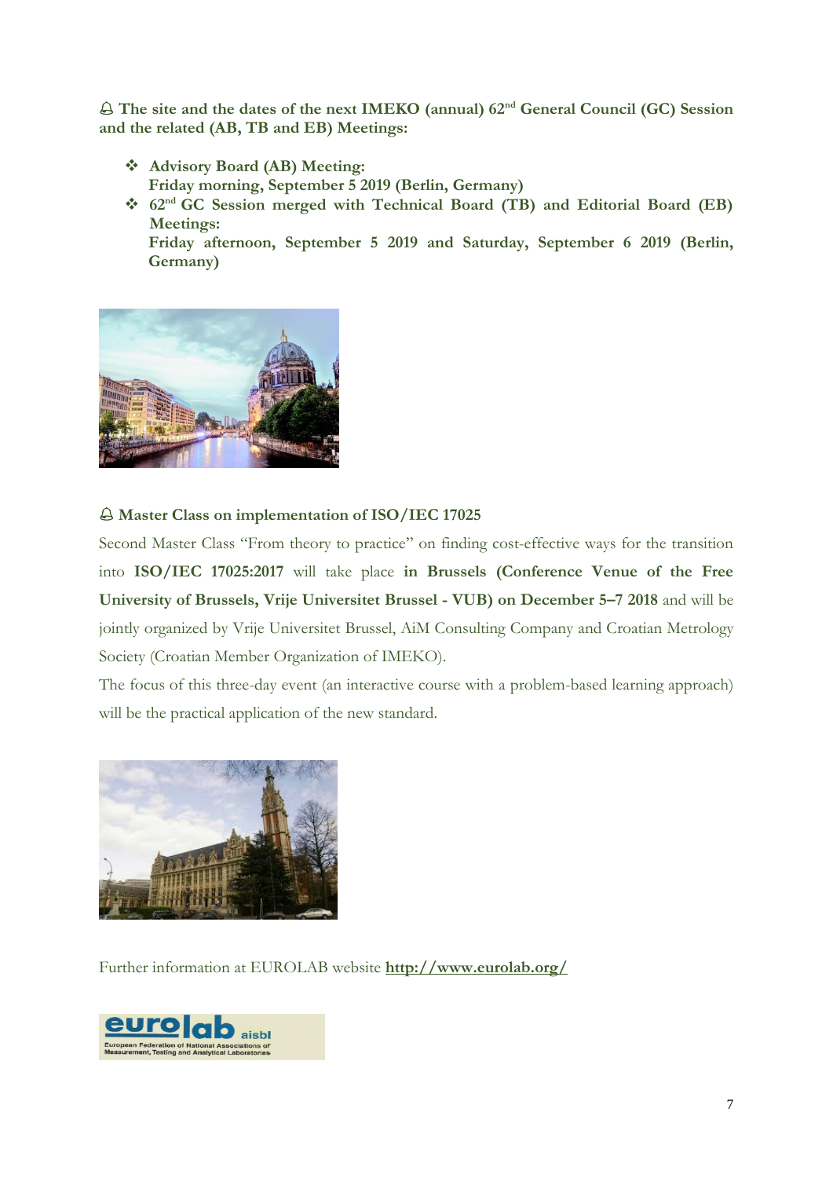🔔 **The site and the dates of the next IMEKO (annual) 62nd General Council (GC) Session and the related (AB, TB and EB) Meetings:**

- **Advisory Board (AB) Meeting:**
  **Friday morning, September 5 2019 (Berlin, Germany)**
- **62nd GC Session merged with Technical Board (TB) and Editorial Board (EB) Meetings:**
  **Friday afternoon, September 5 2019 and Saturday, September 6 2019 (Berlin, Germany)**

🔔 **Master Class on implementation of ISO/IEC 17025**

Second Master Class "From theory to practice" on finding cost-effective ways for the transition into **ISO/IEC 17025:2017** will take place **in Brussels (Conference Venue of the Free University of Brussels, Vrije Universitet Brussel - VUB) on December 5–7 2018** and will be jointly organized by Vrije Universitet Brussel, AiM Consulting Company and Croatian Metrology Society (Croatian Member Organization of IMEKO).

The focus of this three-day event (an interactive course with a problem-based learning approach) will be the practical application of the new standard.

Further information at EUROLAB website **http://www.eurolab.org/**

eurolab aisbl
European Federation of National Associations of Measurement, Testing and Analytical Laboratories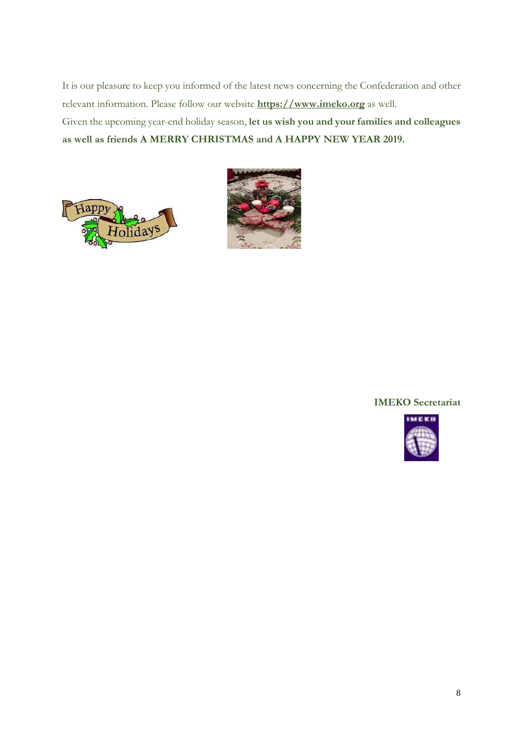It is our pleasure to keep you informed of the latest news concerning the Confederation and other relevant information. Please follow our website **https://www.imeko.org** as well.

Given the upcoming year-end holiday season, **let us wish you and your families and colleagues as well as friends A MERRY CHRISTMAS and A HAPPY NEW YEAR 2019.**

**IMEKO Secretariat**